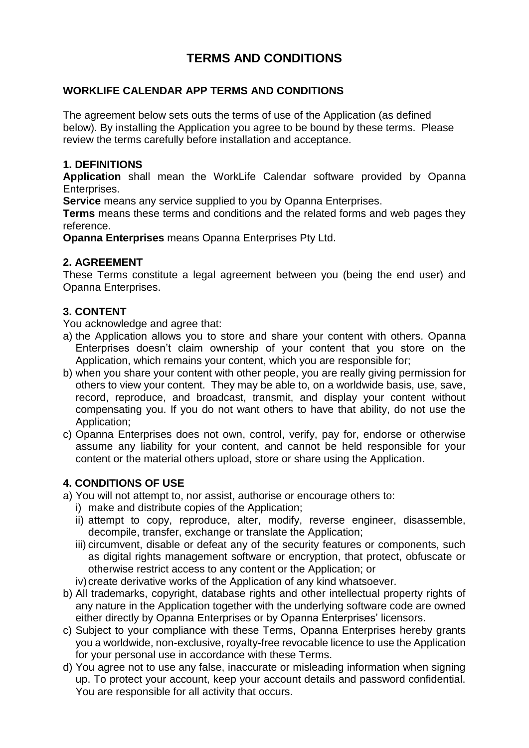# TERMS AND CONDITIONS

## WORKLIFE CALENDAR APP TERMS AND CONDITIONS

The agreement below sets outs the terms of use of the Application (as defined below). By installing the Application you agree to be bound by these terms. Please review the terms carefully before installation and acceptance.

### 1. DEFINITIONS

**Application** shall mean the WorkLife Calendar software provided by Opanna Enterprises.

**Service** means any service supplied to you by Opanna Enterprises.

**Terms** means these terms and conditions and the related forms and web pages they reference.

**Opanna Enterprises** means Opanna Enterprises Pty Ltd.

### 2. AGREEMENT

These Terms constitute a legal agreement between you (being the end user) and Opanna Enterprises.

### 3. CONTENT

You acknowledge and agree that:

a) the Application allows you to store and share your content with others. Opanna Enterprises doesn't claim ownership of your content that you store on the Application, which remains your content, which you are responsible for;

b) when you share your content with other people, you are really giving permission for others to view your content. They may be able to, on a worldwide basis, use, save, record, reproduce, and broadcast, transmit, and display your content without compensating you. If you do not want others to have that ability, do not use the Application;

c) Opanna Enterprises does not own, control, verify, pay for, endorse or otherwise assume any liability for your content, and cannot be held responsible for your content or the material others upload, store or share using the Application.

### 4. CONDITIONS OF USE

a) You will not attempt to, nor assist, authorise or encourage others to:
   - i) make and distribute copies of the Application;
   - ii) attempt to copy, reproduce, alter, modify, reverse engineer, disassemble, decompile, transfer, exchange or translate the Application;
   - iii) circumvent, disable or defeat any of the security features or components, such as digital rights management software or encryption, that protect, obfuscate or otherwise restrict access to any content or the Application; or
   - iv) create derivative works of the Application of any kind whatsoever.

b) All trademarks, copyright, database rights and other intellectual property rights of any nature in the Application together with the underlying software code are owned either directly by Opanna Enterprises or by Opanna Enterprises' licensors.

c) Subject to your compliance with these Terms, Opanna Enterprises hereby grants you a worldwide, non-exclusive, royalty-free revocable licence to use the Application for your personal use in accordance with these Terms.

d) You agree not to use any false, inaccurate or misleading information when signing up. To protect your account, keep your account details and password confidential. You are responsible for all activity that occurs.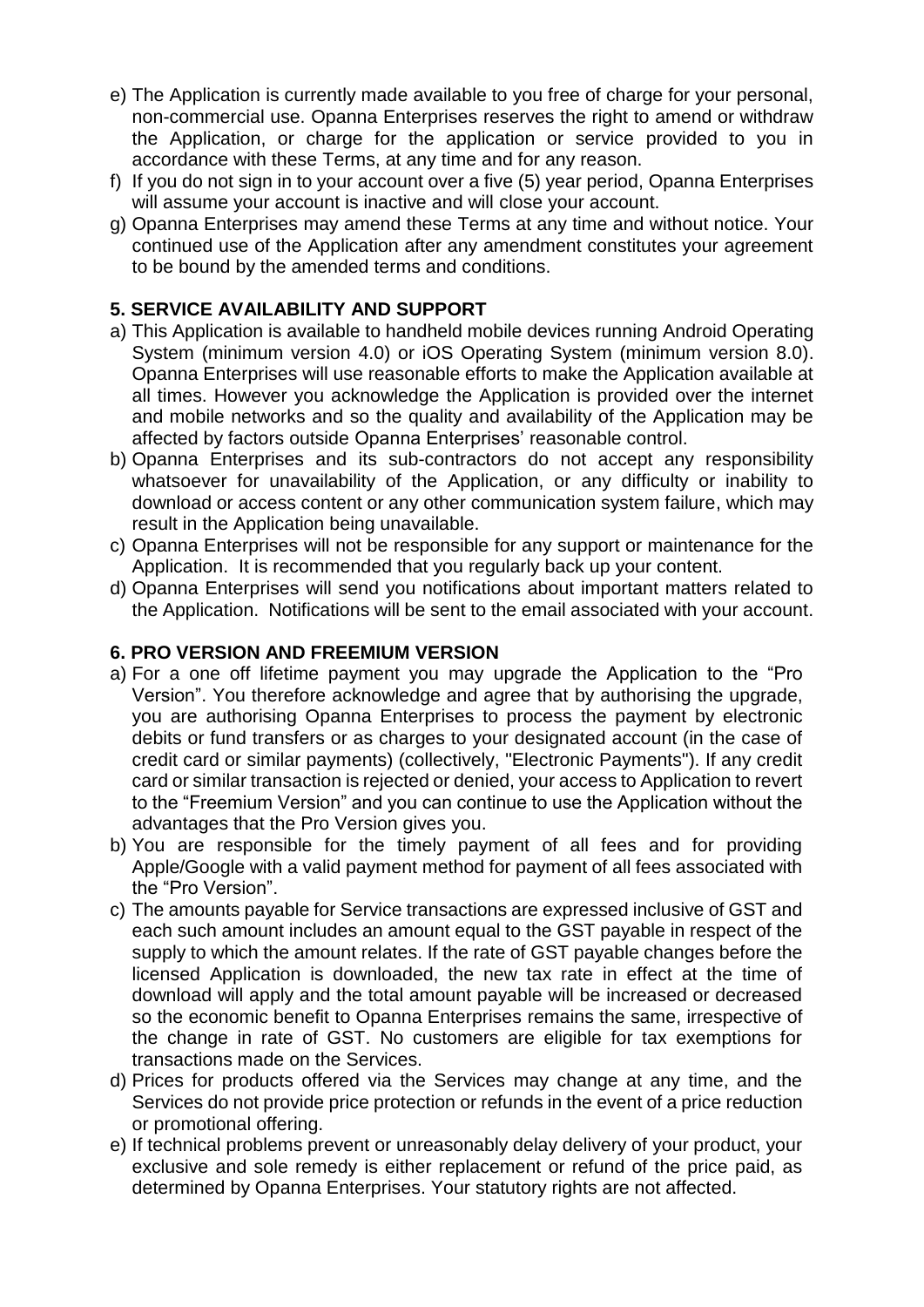e) The Application is currently made available to you free of charge for your personal, non-commercial use. Opanna Enterprises reserves the right to amend or withdraw the Application, or charge for the application or service provided to you in accordance with these Terms, at any time and for any reason.
f) If you do not sign in to your account over a five (5) year period, Opanna Enterprises will assume your account is inactive and will close your account.
g) Opanna Enterprises may amend these Terms at any time and without notice. Your continued use of the Application after any amendment constitutes your agreement to be bound by the amended terms and conditions.

**5. SERVICE AVAILABILITY AND SUPPORT**

a) This Application is available to handheld mobile devices running Android Operating System (minimum version 4.0) or iOS Operating System (minimum version 8.0). Opanna Enterprises will use reasonable efforts to make the Application available at all times. However you acknowledge the Application is provided over the internet and mobile networks and so the quality and availability of the Application may be affected by factors outside Opanna Enterprises' reasonable control.
b) Opanna Enterprises and its sub-contractors do not accept any responsibility whatsoever for unavailability of the Application, or any difficulty or inability to download or access content or any other communication system failure, which may result in the Application being unavailable.
c) Opanna Enterprises will not be responsible for any support or maintenance for the Application. It is recommended that you regularly back up your content.
d) Opanna Enterprises will send you notifications about important matters related to the Application. Notifications will be sent to the email associated with your account.

**6. PRO VERSION AND FREEMIUM VERSION**

a) For a one off lifetime payment you may upgrade the Application to the "Pro Version". You therefore acknowledge and agree that by authorising the upgrade, you are authorising Opanna Enterprises to process the payment by electronic debits or fund transfers or as charges to your designated account (in the case of credit card or similar payments) (collectively, "Electronic Payments"). If any credit card or similar transaction is rejected or denied, your access to Application to revert to the "Freemium Version" and you can continue to use the Application without the advantages that the Pro Version gives you.
b) You are responsible for the timely payment of all fees and for providing Apple/Google with a valid payment method for payment of all fees associated with the "Pro Version".
c) The amounts payable for Service transactions are expressed inclusive of GST and each such amount includes an amount equal to the GST payable in respect of the supply to which the amount relates. If the rate of GST payable changes before the licensed Application is downloaded, the new tax rate in effect at the time of download will apply and the total amount payable will be increased or decreased so the economic benefit to Opanna Enterprises remains the same, irrespective of the change in rate of GST. No customers are eligible for tax exemptions for transactions made on the Services.
d) Prices for products offered via the Services may change at any time, and the Services do not provide price protection or refunds in the event of a price reduction or promotional offering.
e) If technical problems prevent or unreasonably delay delivery of your product, your exclusive and sole remedy is either replacement or refund of the price paid, as determined by Opanna Enterprises. Your statutory rights are not affected.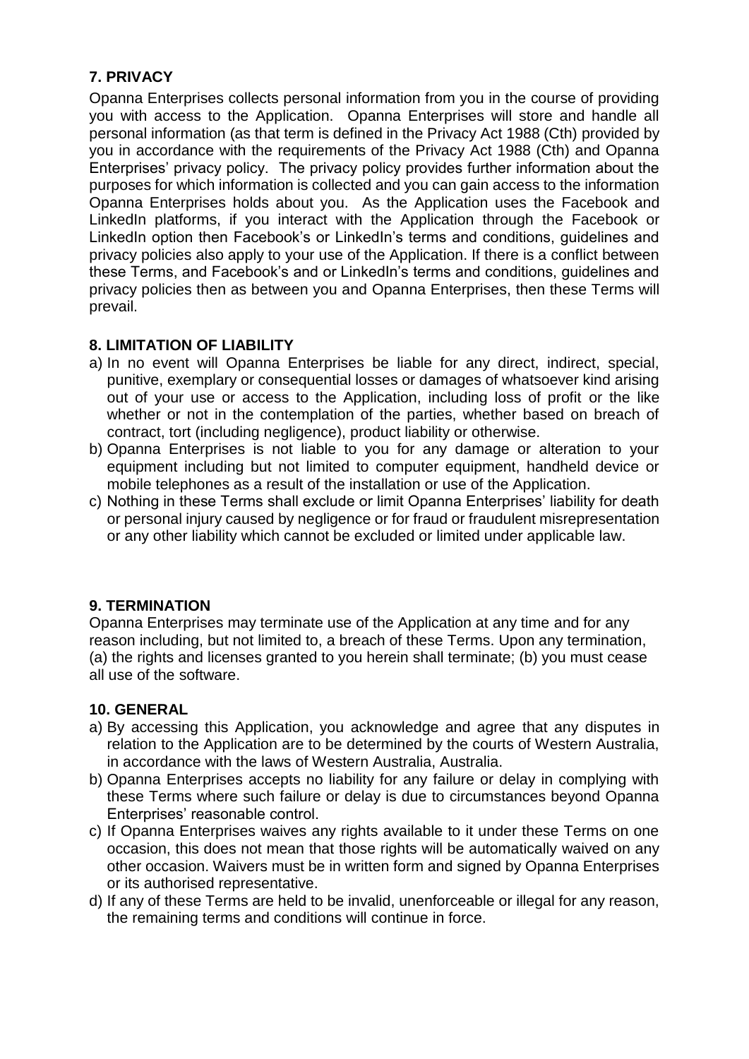### 7. PRIVACY

Opanna Enterprises collects personal information from you in the course of providing you with access to the Application. Opanna Enterprises will store and handle all personal information (as that term is defined in the Privacy Act 1988 (Cth) provided by you in accordance with the requirements of the Privacy Act 1988 (Cth) and Opanna Enterprises' privacy policy. The privacy policy provides further information about the purposes for which information is collected and you can gain access to the information Opanna Enterprises holds about you. As the Application uses the Facebook and LinkedIn platforms, if you interact with the Application through the Facebook or LinkedIn option then Facebook's or LinkedIn's terms and conditions, guidelines and privacy policies also apply to your use of the Application. If there is a conflict between these Terms, and Facebook's and or LinkedIn's terms and conditions, guidelines and privacy policies then as between you and Opanna Enterprises, then these Terms will prevail.

### 8. LIMITATION OF LIABILITY

a) In no event will Opanna Enterprises be liable for any direct, indirect, special, punitive, exemplary or consequential losses or damages of whatsoever kind arising out of your use or access to the Application, including loss of profit or the like whether or not in the contemplation of the parties, whether based on breach of contract, tort (including negligence), product liability or otherwise.
b) Opanna Enterprises is not liable to you for any damage or alteration to your equipment including but not limited to computer equipment, handheld device or mobile telephones as a result of the installation or use of the Application.
c) Nothing in these Terms shall exclude or limit Opanna Enterprises' liability for death or personal injury caused by negligence or for fraud or fraudulent misrepresentation or any other liability which cannot be excluded or limited under applicable law.

### 9. TERMINATION

Opanna Enterprises may terminate use of the Application at any time and for any reason including, but not limited to, a breach of these Terms. Upon any termination, (a) the rights and licenses granted to you herein shall terminate; (b) you must cease all use of the software.

### 10. GENERAL

a) By accessing this Application, you acknowledge and agree that any disputes in relation to the Application are to be determined by the courts of Western Australia, in accordance with the laws of Western Australia, Australia.
b) Opanna Enterprises accepts no liability for any failure or delay in complying with these Terms where such failure or delay is due to circumstances beyond Opanna Enterprises' reasonable control.
c) If Opanna Enterprises waives any rights available to it under these Terms on one occasion, this does not mean that those rights will be automatically waived on any other occasion. Waivers must be in written form and signed by Opanna Enterprises or its authorised representative.
d) If any of these Terms are held to be invalid, unenforceable or illegal for any reason, the remaining terms and conditions will continue in force.